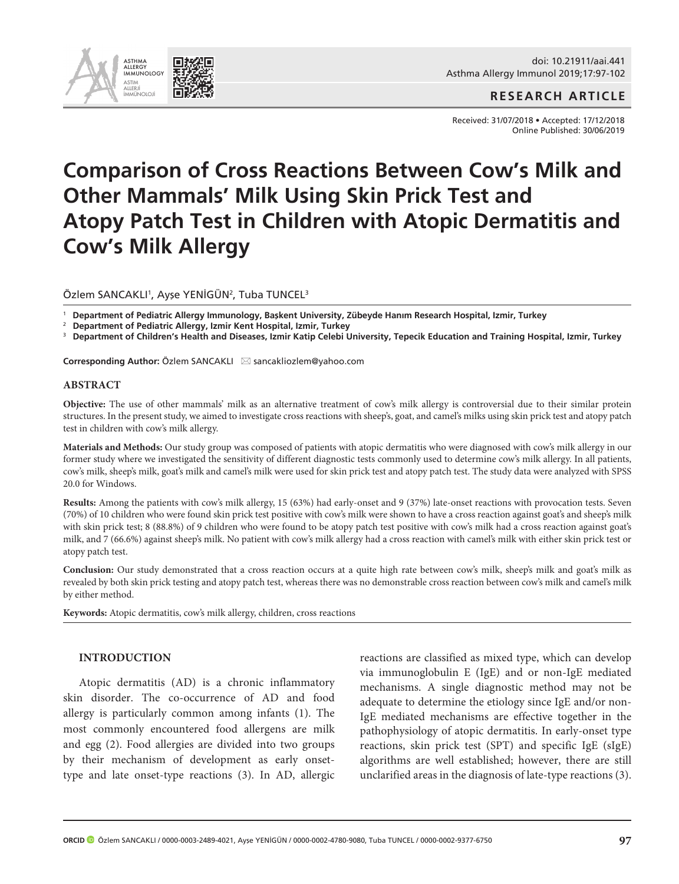RESEARCH ARTICLE

Received: 31/07/2018 • Accepted: 17/12/2018
Online Published: 30/06/2019

# Comparison of Cross Reactions Between Cow's Milk and Other Mammals' Milk Using Skin Prick Test and Atopy Patch Test in Children with Atopic Dermatitis and Cow's Milk Allergy

Özlem SANCAKLI[1], Ayşe YENİGÜN[2], Tuba TUNCEL[3]

[1] **Department of Pediatric Allergy Immunology, Başkent University, Zübeyde Hanım Research Hospital, Izmir, Turkey**
[2] **Department of Pediatric Allergy, Izmir Kent Hospital, Izmir, Turkey**
[3] **Department of Children's Health and Diseases, Izmir Katip Celebi University, Tepecik Education and Training Hospital, Izmir, Turkey**

**Corresponding Author:** Özlem SANCAKLI ✉ sancakliozlem@yahoo.com

## ABSTRACT

**Objective:** The use of other mammals' milk as an alternative treatment of cow's milk allergy is controversial due to their similar protein structures. In the present study, we aimed to investigate cross reactions with sheep's, goat, and camel's milks using skin prick test and atopy patch test in children with cow's milk allergy.

**Materials and Methods:** Our study group was composed of patients with atopic dermatitis who were diagnosed with cow's milk allergy in our former study where we investigated the sensitivity of different diagnostic tests commonly used to determine cow's milk allergy. In all patients, cow's milk, sheep's milk, goat's milk and camel's milk were used for skin prick test and atopy patch test. The study data were analyzed with SPSS 20.0 for Windows.

**Results:** Among the patients with cow's milk allergy, 15 (63%) had early-onset and 9 (37%) late-onset reactions with provocation tests. Seven (70%) of 10 children who were found skin prick test positive with cow's milk were shown to have a cross reaction against goat's and sheep's milk with skin prick test; 8 (88.8%) of 9 children who were found to be atopy patch test positive with cow's milk had a cross reaction against goat's milk, and 7 (66.6%) against sheep's milk. No patient with cow's milk allergy had a cross reaction with camel's milk with either skin prick test or atopy patch test.

**Conclusion:** Our study demonstrated that a cross reaction occurs at a quite high rate between cow's milk, sheep's milk and goat's milk as revealed by both skin prick testing and atopy patch test, whereas there was no demonstrable cross reaction between cow's milk and camel's milk by either method.

**Keywords:** Atopic dermatitis, cow's milk allergy, children, cross reactions

## INTRODUCTION

Atopic dermatitis (AD) is a chronic inflammatory skin disorder. The co-occurrence of AD and food allergy is particularly common among infants (1). The most commonly encountered food allergens are milk and egg (2). Food allergies are divided into two groups by their mechanism of development as early onset-type and late onset-type reactions (3). In AD, allergic reactions are classified as mixed type, which can develop via immunoglobulin E (IgE) and or non-IgE mediated mechanisms. A single diagnostic method may not be adequate to determine the etiology since IgE and/or non-IgE mediated mechanisms are effective together in the pathophysiology of atopic dermatitis. In early-onset type reactions, skin prick test (SPT) and specific IgE (sIgE) algorithms are well established; however, there are still unclarified areas in the diagnosis of late-type reactions (3).

**ORCID** Özlem SANCAKLI / 0000-0003-2489-4021, Ayse YENİGÜN / 0000-0002-4780-9080, Tuba TUNCEL / 0000-0002-9377-6750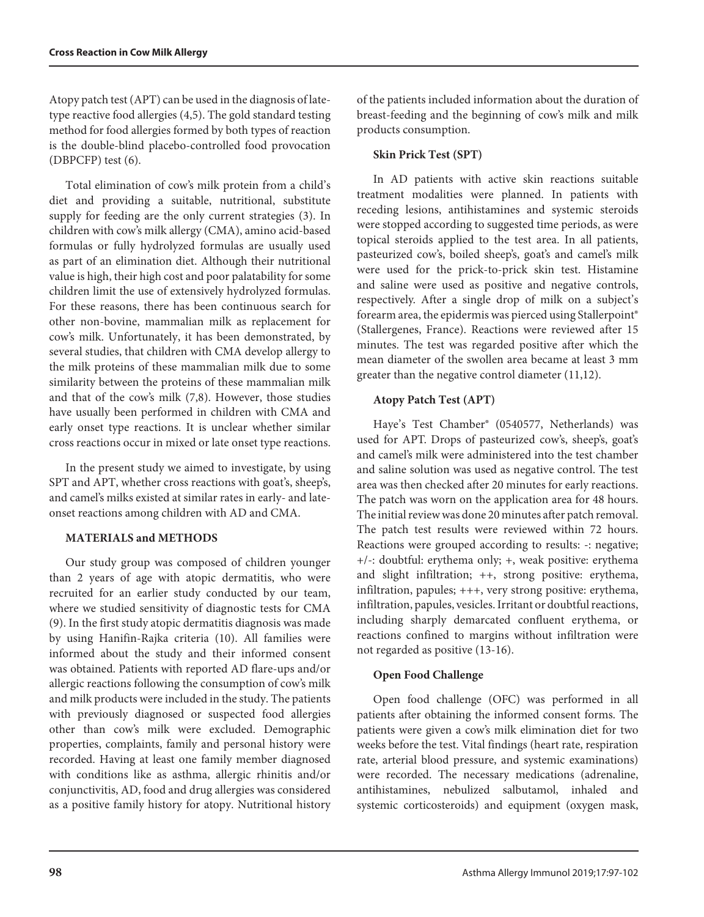Atopy patch test (APT) can be used in the diagnosis of late-type reactive food allergies (4,5). The gold standard testing method for food allergies formed by both types of reaction is the double-blind placebo-controlled food provocation (DBPCFP) test (6).

Total elimination of cow's milk protein from a child's diet and providing a suitable, nutritional, substitute supply for feeding are the only current strategies (3). In children with cow's milk allergy (CMA), amino acid-based formulas or fully hydrolyzed formulas are usually used as part of an elimination diet. Although their nutritional value is high, their high cost and poor palatability for some children limit the use of extensively hydrolyzed formulas. For these reasons, there has been continuous search for other non-bovine, mammalian milk as replacement for cow's milk. Unfortunately, it has been demonstrated, by several studies, that children with CMA develop allergy to the milk proteins of these mammalian milk due to some similarity between the proteins of these mammalian milk and that of the cow's milk (7,8). However, those studies have usually been performed in children with CMA and early onset type reactions. It is unclear whether similar cross reactions occur in mixed or late onset type reactions.

In the present study we aimed to investigate, by using SPT and APT, whether cross reactions with goat's, sheep's, and camel's milks existed at similar rates in early- and late-onset reactions among children with AD and CMA.

## MATERIALS and METHODS

Our study group was composed of children younger than 2 years of age with atopic dermatitis, who were recruited for an earlier study conducted by our team, where we studied sensitivity of diagnostic tests for CMA (9). In the first study atopic dermatitis diagnosis was made by using Hanifin-Rajka criteria (10). All families were informed about the study and their informed consent was obtained. Patients with reported AD flare-ups and/or allergic reactions following the consumption of cow's milk and milk products were included in the study. The patients with previously diagnosed or suspected food allergies other than cow's milk were excluded. Demographic properties, complaints, family and personal history were recorded. Having at least one family member diagnosed with conditions like as asthma, allergic rhinitis and/or conjunctivitis, AD, food and drug allergies was considered as a positive family history for atopy. Nutritional history of the patients included information about the duration of breast-feeding and the beginning of cow's milk and milk products consumption.

### Skin Prick Test (SPT)

In AD patients with active skin reactions suitable treatment modalities were planned. In patients with receding lesions, antihistamines and systemic steroids were stopped according to suggested time periods, as were topical steroids applied to the test area. In all patients, pasteurized cow's, boiled sheep's, goat's and camel's milk were used for the prick-to-prick skin test. Histamine and saline were used as positive and negative controls, respectively. After a single drop of milk on a subject's forearm area, the epidermis was pierced using Stallerpoint® (Stallergenes, France). Reactions were reviewed after 15 minutes. The test was regarded positive after which the mean diameter of the swollen area became at least 3 mm greater than the negative control diameter (11,12).

### Atopy Patch Test (APT)

Haye's Test Chamber® (0540577, Netherlands) was used for APT. Drops of pasteurized cow's, sheep's, goat's and camel's milk were administered into the test chamber and saline solution was used as negative control. The test area was then checked after 20 minutes for early reactions. The patch was worn on the application area for 48 hours. The initial review was done 20 minutes after patch removal. The patch test results were reviewed within 72 hours. Reactions were grouped according to results: -: negative; +/-: doubtful: erythema only; +, weak positive: erythema and slight infiltration; ++, strong positive: erythema, infiltration, papules; +++, very strong positive: erythema, infiltration, papules, vesicles. Irritant or doubtful reactions, including sharply demarcated confluent erythema, or reactions confined to margins without infiltration were not regarded as positive (13-16).

### Open Food Challenge

Open food challenge (OFC) was performed in all patients after obtaining the informed consent forms. The patients were given a cow's milk elimination diet for two weeks before the test. Vital findings (heart rate, respiration rate, arterial blood pressure, and systemic examinations) were recorded. The necessary medications (adrenaline, antihistamines, nebulized salbutamol, inhaled and systemic corticosteroids) and equipment (oxygen mask,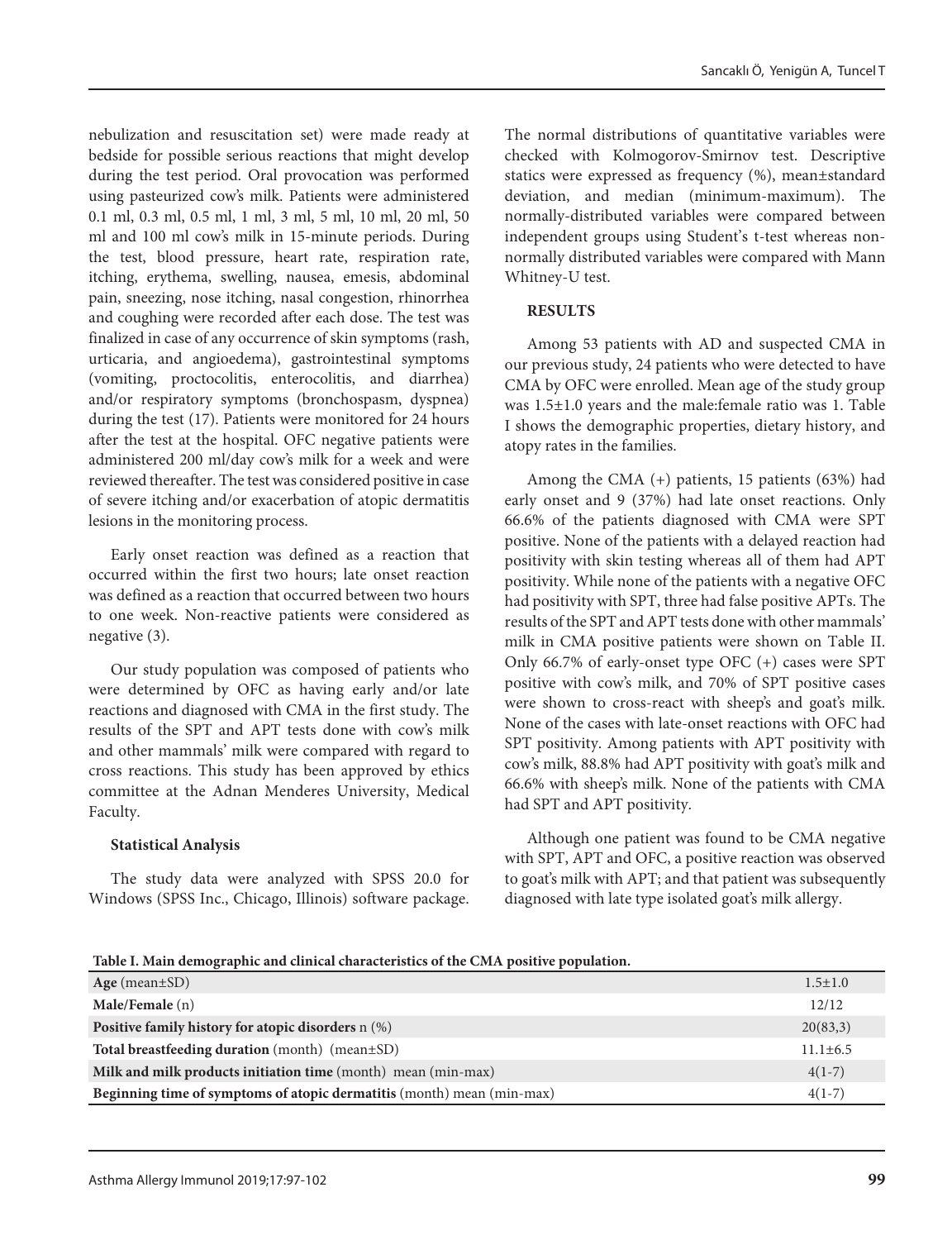nebulization and resuscitation set) were made ready at bedside for possible serious reactions that might develop during the test period. Oral provocation was performed using pasteurized cow's milk. Patients were administered 0.1 ml, 0.3 ml, 0.5 ml, 1 ml, 3 ml, 5 ml, 10 ml, 20 ml, 50 ml and 100 ml cow's milk in 15-minute periods. During the test, blood pressure, heart rate, respiration rate, itching, erythema, swelling, nausea, emesis, abdominal pain, sneezing, nose itching, nasal congestion, rhinorrhea and coughing were recorded after each dose. The test was finalized in case of any occurrence of skin symptoms (rash, urticaria, and angioedema), gastrointestinal symptoms (vomiting, proctocolitis, enterocolitis, and diarrhea) and/or respiratory symptoms (bronchospasm, dyspnea) during the test (17). Patients were monitored for 24 hours after the test at the hospital. OFC negative patients were administered 200 ml/day cow's milk for a week and were reviewed thereafter. The test was considered positive in case of severe itching and/or exacerbation of atopic dermatitis lesions in the monitoring process.

Early onset reaction was defined as a reaction that occurred within the first two hours; late onset reaction was defined as a reaction that occurred between two hours to one week. Non-reactive patients were considered as negative (3).

Our study population was composed of patients who were determined by OFC as having early and/or late reactions and diagnosed with CMA in the first study. The results of the SPT and APT tests done with cow's milk and other mammals' milk were compared with regard to cross reactions. This study has been approved by ethics committee at the Adnan Menderes University, Medical Faculty.

**Statistical Analysis**

The study data were analyzed with SPSS 20.0 for Windows (SPSS Inc., Chicago, Illinois) software package. The normal distributions of quantitative variables were checked with Kolmogorov-Smirnov test. Descriptive statics were expressed as frequency (%), mean±standard deviation, and median (minimum-maximum). The normally-distributed variables were compared between independent groups using Student's t-test whereas non-normally distributed variables were compared with Mann Whitney-U test.

## RESULTS

Among 53 patients with AD and suspected CMA in our previous study, 24 patients who were detected to have CMA by OFC were enrolled. Mean age of the study group was 1.5±1.0 years and the male:female ratio was 1. Table I shows the demographic properties, dietary history, and atopy rates in the families.

Among the CMA (+) patients, 15 patients (63%) had early onset and 9 (37%) had late onset reactions. Only 66.6% of the patients diagnosed with CMA were SPT positive. None of the patients with a delayed reaction had positivity with skin testing whereas all of them had APT positivity. While none of the patients with a negative OFC had positivity with SPT, three had false positive APTs. The results of the SPT and APT tests done with other mammals' milk in CMA positive patients were shown on Table II. Only 66.7% of early-onset type OFC (+) cases were SPT positive with cow's milk, and 70% of SPT positive cases were shown to cross-react with sheep's and goat's milk. None of the cases with late-onset reactions with OFC had SPT positivity. Among patients with APT positivity with cow's milk, 88.8% had APT positivity with goat's milk and 66.6% with sheep's milk. None of the patients with CMA had SPT and APT positivity.

Although one patient was found to be CMA negative with SPT, APT and OFC, a positive reaction was observed to goat's milk with APT; and that patient was subsequently diagnosed with late type isolated goat's milk allergy.

**Table I. Main demographic and clinical characteristics of the CMA positive population.**

| | |
|---|---|
| **Age** (mean±SD) | 1.5±1.0 |
| **Male/Female** (n) | 12/12 |
| **Positive family history for atopic disorders** n (%) | 20(83,3) |
| **Total breastfeeding duration** (month) (mean±SD) | 11.1±6.5 |
| **Milk and milk products initiation time** (month) mean (min-max) | 4(1-7) |
| **Beginning time of symptoms of atopic dermatitis** (month) mean (min-max) | 4(1-7) |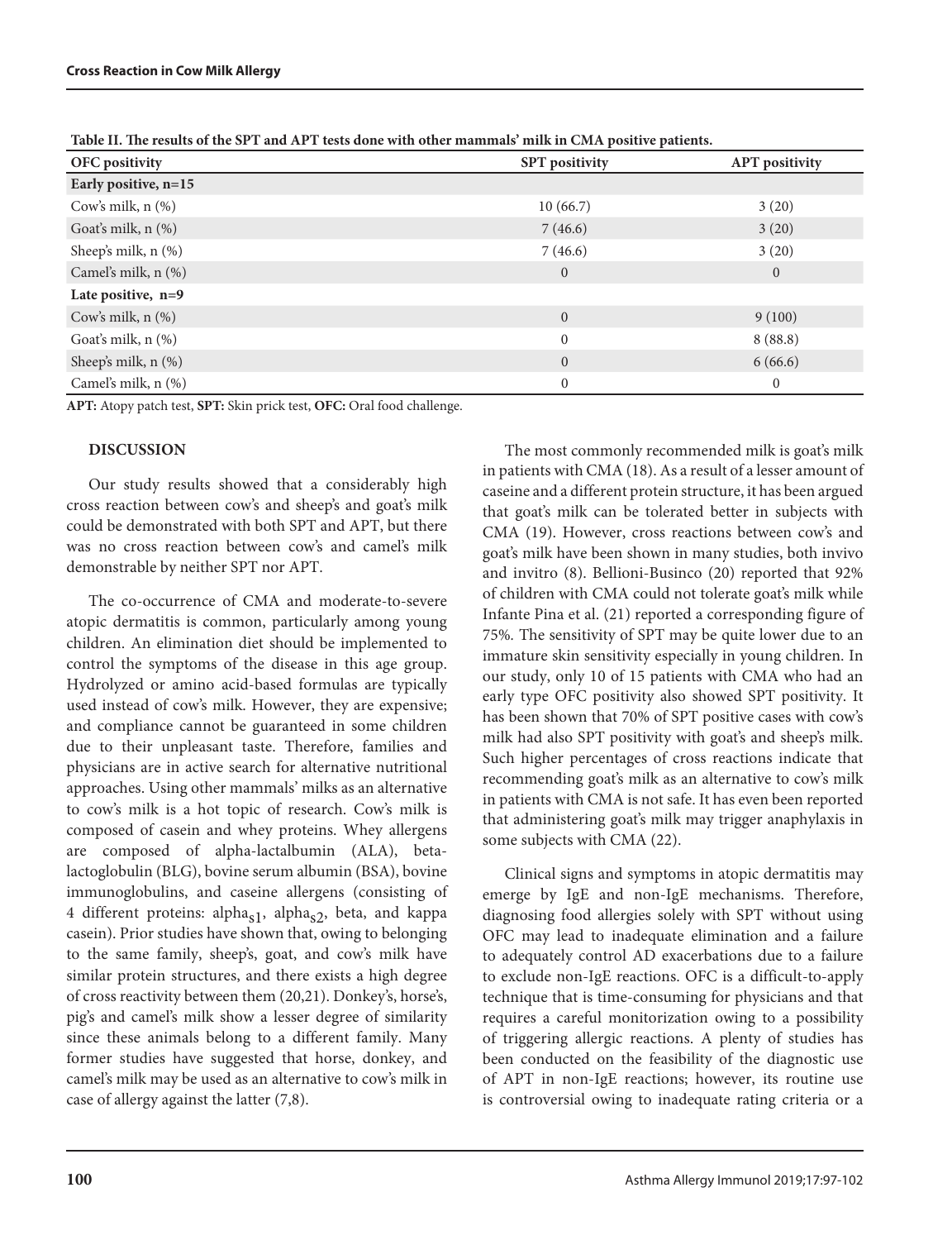**Table II. The results of the SPT and APT tests done with other mammals' milk in CMA positive patients.**

| OFC positivity | SPT positivity | APT positivity |
|---|---|---|
| **Early positive, n=15** | | |
| Cow's milk, n (%) | 10 (66.7) | 3 (20) |
| Goat's milk, n (%) | 7 (46.6) | 3 (20) |
| Sheep's milk, n (%) | 7 (46.6) | 3 (20) |
| Camel's milk, n (%) | 0 | 0 |
| **Late positive, n=9** | | |
| Cow's milk, n (%) | 0 | 9 (100) |
| Goat's milk, n (%) | 0 | 8 (88.8) |
| Sheep's milk, n (%) | 0 | 6 (66.6) |
| Camel's milk, n (%) | 0 | 0 |

**APT:** Atopy patch test, **SPT:** Skin prick test, **OFC:** Oral food challenge.

## DISCUSSION

Our study results showed that a considerably high cross reaction between cow's and sheep's and goat's milk could be demonstrated with both SPT and APT, but there was no cross reaction between cow's and camel's milk demonstrable by neither SPT nor APT.

The co-occurrence of CMA and moderate-to-severe atopic dermatitis is common, particularly among young children. An elimination diet should be implemented to control the symptoms of the disease in this age group. Hydrolyzed or amino acid-based formulas are typically used instead of cow's milk. However, they are expensive; and compliance cannot be guaranteed in some children due to their unpleasant taste. Therefore, families and physicians are in active search for alternative nutritional approaches. Using other mammals' milks as an alternative to cow's milk is a hot topic of research. Cow's milk is composed of casein and whey proteins. Whey allergens are composed of alpha-lactalbumin (ALA), beta-lactoglobulin (BLG), bovine serum albumin (BSA), bovine immunoglobulins, and caseine allergens (consisting of 4 different proteins: $alpha_{s1}$, $alpha_{s2}$, beta, and kappa casein). Prior studies have shown that, owing to belonging to the same family, sheep's, goat, and cow's milk have similar protein structures, and there exists a high degree of cross reactivity between them (20,21). Donkey's, horse's, pig's and camel's milk show a lesser degree of similarity since these animals belong to a different family. Many former studies have suggested that horse, donkey, and camel's milk may be used as an alternative to cow's milk in case of allergy against the latter (7,8).

The most commonly recommended milk is goat's milk in patients with CMA (18). As a result of a lesser amount of caseine and a different protein structure, it has been argued that goat's milk can be tolerated better in subjects with CMA (19). However, cross reactions between cow's and goat's milk have been shown in many studies, both invivo and invitro (8). Bellioni-Businco (20) reported that 92% of children with CMA could not tolerate goat's milk while Infante Pina et al. (21) reported a corresponding figure of 75%. The sensitivity of SPT may be quite lower due to an immature skin sensitivity especially in young children. In our study, only 10 of 15 patients with CMA who had an early type OFC positivity also showed SPT positivity. It has been shown that 70% of SPT positive cases with cow's milk had also SPT positivity with goat's and sheep's milk. Such higher percentages of cross reactions indicate that recommending goat's milk as an alternative to cow's milk in patients with CMA is not safe. It has even been reported that administering goat's milk may trigger anaphylaxis in some subjects with CMA (22).

Clinical signs and symptoms in atopic dermatitis may emerge by IgE and non-IgE mechanisms. Therefore, diagnosing food allergies solely with SPT without using OFC may lead to inadequate elimination and a failure to adequately control AD exacerbations due to a failure to exclude non-IgE reactions. OFC is a difficult-to-apply technique that is time-consuming for physicians and that requires a careful monitorization owing to a possibility of triggering allergic reactions. A plenty of studies has been conducted on the feasibility of the diagnostic use of APT in non-IgE reactions; however, its routine use is controversial owing to inadequate rating criteria or a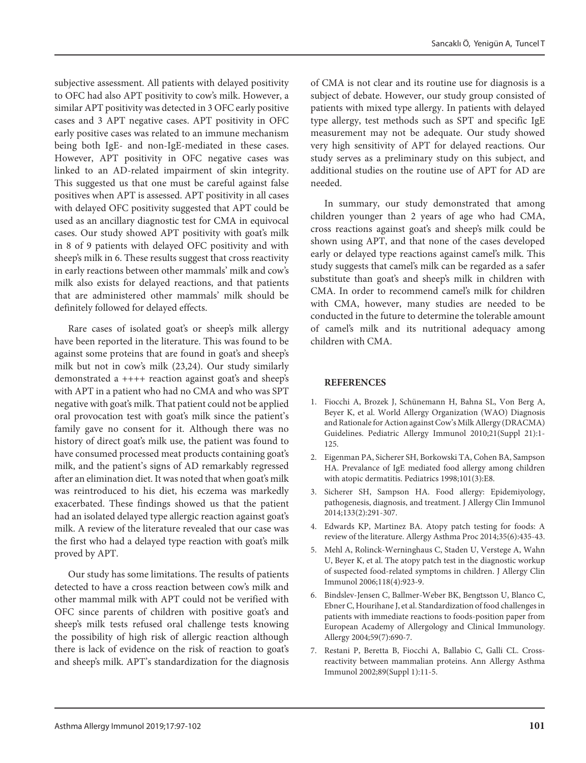subjective assessment. All patients with delayed positivity to OFC had also APT positivity to cow's milk. However, a similar APT positivity was detected in 3 OFC early positive cases and 3 APT negative cases. APT positivity in OFC early positive cases was related to an immune mechanism being both IgE- and non-IgE-mediated in these cases. However, APT positivity in OFC negative cases was linked to an AD-related impairment of skin integrity. This suggested us that one must be careful against false positives when APT is assessed. APT positivity in all cases with delayed OFC positivity suggested that APT could be used as an ancillary diagnostic test for CMA in equivocal cases. Our study showed APT positivity with goat's milk in 8 of 9 patients with delayed OFC positivity and with sheep's milk in 6. These results suggest that cross reactivity in early reactions between other mammals' milk and cow's milk also exists for delayed reactions, and that patients that are administered other mammals' milk should be definitely followed for delayed effects.

Rare cases of isolated goat's or sheep's milk allergy have been reported in the literature. This was found to be against some proteins that are found in goat's and sheep's milk but not in cow's milk (23,24). Our study similarly demonstrated a ++++ reaction against goat's and sheep's with APT in a patient who had no CMA and who was SPT negative with goat's milk. That patient could not be applied oral provocation test with goat's milk since the patient's family gave no consent for it. Although there was no history of direct goat's milk use, the patient was found to have consumed processed meat products containing goat's milk, and the patient's signs of AD remarkably regressed after an elimination diet. It was noted that when goat's milk was reintroduced to his diet, his eczema was markedly exacerbated. These findings showed us that the patient had an isolated delayed type allergic reaction against goat's milk. A review of the literature revealed that our case was the first who had a delayed type reaction with goat's milk proved by APT.

Our study has some limitations. The results of patients detected to have a cross reaction between cow's milk and other mammal milk with APT could not be verified with OFC since parents of children with positive goat's and sheep's milk tests refused oral challenge tests knowing the possibility of high risk of allergic reaction although there is lack of evidence on the risk of reaction to goat's and sheep's milk. APT's standardization for the diagnosis of CMA is not clear and its routine use for diagnosis is a subject of debate. However, our study group consisted of patients with mixed type allergy. In patients with delayed type allergy, test methods such as SPT and specific IgE measurement may not be adequate. Our study showed very high sensitivity of APT for delayed reactions. Our study serves as a preliminary study on this subject, and additional studies on the routine use of APT for AD are needed.

In summary, our study demonstrated that among children younger than 2 years of age who had CMA, cross reactions against goat's and sheep's milk could be shown using APT, and that none of the cases developed early or delayed type reactions against camel's milk. This study suggests that camel's milk can be regarded as a safer substitute than goat's and sheep's milk in children with CMA. In order to recommend camel's milk for children with CMA, however, many studies are needed to be conducted in the future to determine the tolerable amount of camel's milk and its nutritional adequacy among children with CMA.

## REFERENCES

1. Fiocchi A, Brozek J, Schünemann H, Bahna SL, Von Berg A, Beyer K, et al. World Allergy Organization (WAO) Diagnosis and Rationale for Action against Cow's Milk Allergy (DRACMA) Guidelines. Pediatric Allergy Immunol 2010;21(Suppl 21):1-125.
2. Eigenman PA, Sicherer SH, Borkowski TA, Cohen BA, Sampson HA. Prevalance of IgE mediated food allergy among children with atopic dermatitis. Pediatrics 1998;101(3):E8.
3. Sicherer SH, Sampson HA. Food allergy: Epidemiyology, pathogenesis, diagnosis, and treatment. J Allergy Clin Immunol 2014;133(2):291-307.
4. Edwards KP, Martinez BA. Atopy patch testing for foods: A review of the literature. Allergy Asthma Proc 2014;35(6):435-43.
5. Mehl A, Rolinck-Werninghaus C, Staden U, Verstege A, Wahn U, Beyer K, et al. The atopy patch test in the diagnostic workup of suspected food-related symptoms in children. J Allergy Clin Immunol 2006;118(4):923-9.
6. Bindslev-Jensen C, Ballmer-Weber BK, Bengtsson U, Blanco C, Ebner C, Hourihane J, et al. Standardization of food challenges in patients with immediate reactions to foods-position paper from European Academy of Allergology and Clinical Immunology. Allergy 2004;59(7):690-7.
7. Restani P, Beretta B, Fiocchi A, Ballabio C, Galli CL. Cross-reactivity between mammalian proteins. Ann Allergy Asthma Immunol 2002;89(Suppl 1):11-5.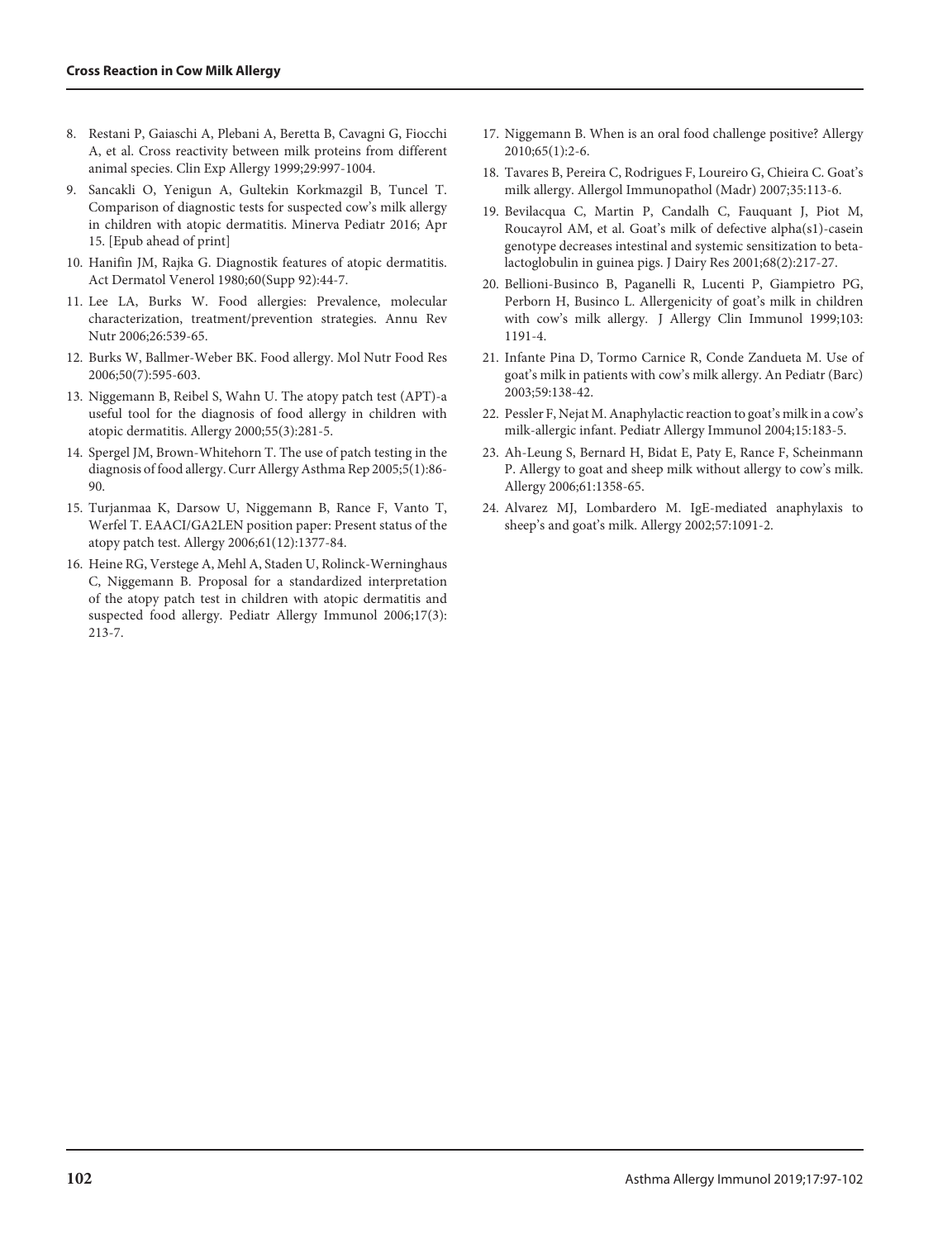8. Restani P, Gaiaschi A, Plebani A, Beretta B, Cavagni G, Fiocchi A, et al. Cross reactivity between milk proteins from different animal species. Clin Exp Allergy 1999;29:997-1004.
9. Sancakli O, Yenigun A, Gultekin Korkmazgil B, Tuncel T. Comparison of diagnostic tests for suspected cow's milk allergy in children with atopic dermatitis. Minerva Pediatr 2016; Apr 15. [Epub ahead of print]
10. Hanifin JM, Rajka G. Diagnostik features of atopic dermatitis. Act Dermatol Venerol 1980;60(Supp 92):44-7.
11. Lee LA, Burks W. Food allergies: Prevalence, molecular characterization, treatment/prevention strategies. Annu Rev Nutr 2006;26:539-65.
12. Burks W, Ballmer-Weber BK. Food allergy. Mol Nutr Food Res 2006;50(7):595-603.
13. Niggemann B, Reibel S, Wahn U. The atopy patch test (APT)-a useful tool for the diagnosis of food allergy in children with atopic dermatitis. Allergy 2000;55(3):281-5.
14. Spergel JM, Brown-Whitehorn T. The use of patch testing in the diagnosis of food allergy. Curr Allergy Asthma Rep 2005;5(1):86-90.
15. Turjanmaa K, Darsow U, Niggemann B, Rance F, Vanto T, Werfel T. EAACI/GA2LEN position paper: Present status of the atopy patch test. Allergy 2006;61(12):1377-84.
16. Heine RG, Verstege A, Mehl A, Staden U, Rolinck-Werninghaus C, Niggemann B. Proposal for a standardized interpretation of the atopy patch test in children with atopic dermatitis and suspected food allergy. Pediatr Allergy Immunol 2006;17(3): 213-7.
17. Niggemann B. When is an oral food challenge positive? Allergy 2010;65(1):2-6.
18. Tavares B, Pereira C, Rodrigues F, Loureiro G, Chieira C. Goat's milk allergy. Allergol Immunopathol (Madr) 2007;35:113-6.
19. Bevilacqua C, Martin P, Candalh C, Fauquant J, Piot M, Roucayrol AM, et al. Goat's milk of defective alpha(s1)-casein genotype decreases intestinal and systemic sensitization to beta-lactoglobulin in guinea pigs. J Dairy Res 2001;68(2):217-27.
20. Bellioni-Businco B, Paganelli R, Lucenti P, Giampietro PG, Perborn H, Businco L. Allergenicity of goat's milk in children with cow's milk allergy. J Allergy Clin Immunol 1999;103: 1191-4.
21. Infante Pina D, Tormo Carnice R, Conde Zandueta M. Use of goat's milk in patients with cow's milk allergy. An Pediatr (Barc) 2003;59:138-42.
22. Pessler F, Nejat M. Anaphylactic reaction to goat's milk in a cow's milk-allergic infant. Pediatr Allergy Immunol 2004;15:183-5.
23. Ah-Leung S, Bernard H, Bidat E, Paty E, Rance F, Scheinmann P. Allergy to goat and sheep milk without allergy to cow's milk. Allergy 2006;61:1358-65.
24. Alvarez MJ, Lombardero M. IgE-mediated anaphylaxis to sheep's and goat's milk. Allergy 2002;57:1091-2.